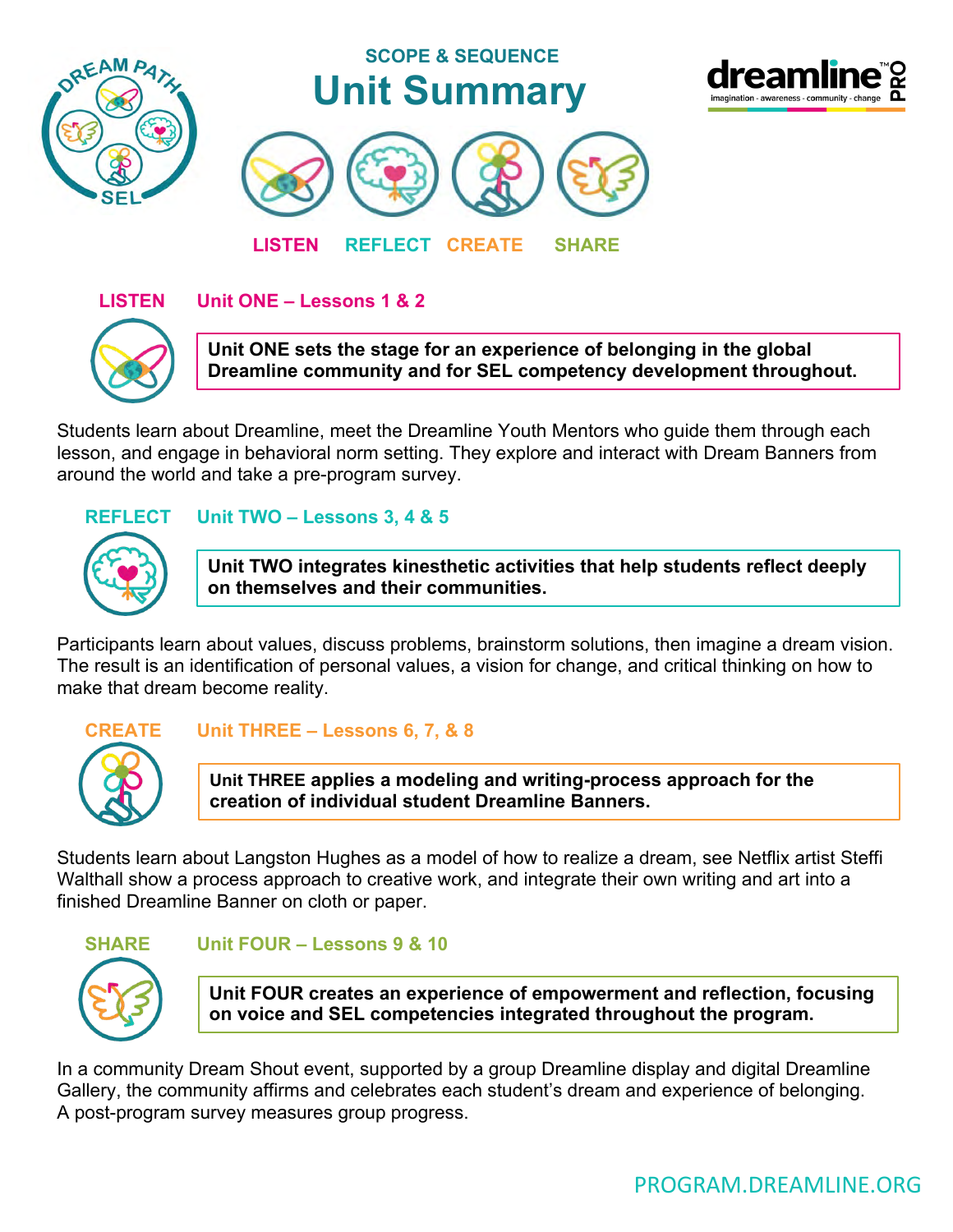# SCOPE & SEQUENCE

# Unit Summary

LISTEN REFLECT CREATE SHARE

## LISTEN — Unit ONE – Lessons 1 & 2

**Unit ONE sets the stage for an experience of belonging in the global Dreamline community and for SEL competency development throughout.**

Students learn about Dreamline, meet the Dreamline Youth Mentors who guide them through each lesson, and engage in behavioral norm setting. They explore and interact with Dream Banners from around the world and take a pre-program survey.

## REFLECT — Unit TWO – Lessons 3, 4 & 5

**Unit TWO integrates kinesthetic activities that help students reflect deeply on themselves and their communities.**

Participants learn about values, discuss problems, brainstorm solutions, then imagine a dream vision. The result is an identification of personal values, a vision for change, and critical thinking on how to make that dream become reality.

## CREATE — Unit THREE – Lessons 6, 7, & 8

**Unit THREE applies a modeling and writing-process approach for the creation of individual student Dreamline Banners.**

Students learn about Langston Hughes as a model of how to realize a dream, see Netflix artist Steffi Walthall show a process approach to creative work, and integrate their own writing and art into a finished Dreamline Banner on cloth or paper.

## SHARE — Unit FOUR – Lessons 9 & 10

**Unit FOUR creates an experience of empowerment and reflection, focusing on voice and SEL competencies integrated throughout the program.**

In a community Dream Shout event, supported by a group Dreamline display and digital Dreamline Gallery, the community affirms and celebrates each student's dream and experience of belonging. A post-program survey measures group progress.

PROGRAM.DREAMLINE.ORG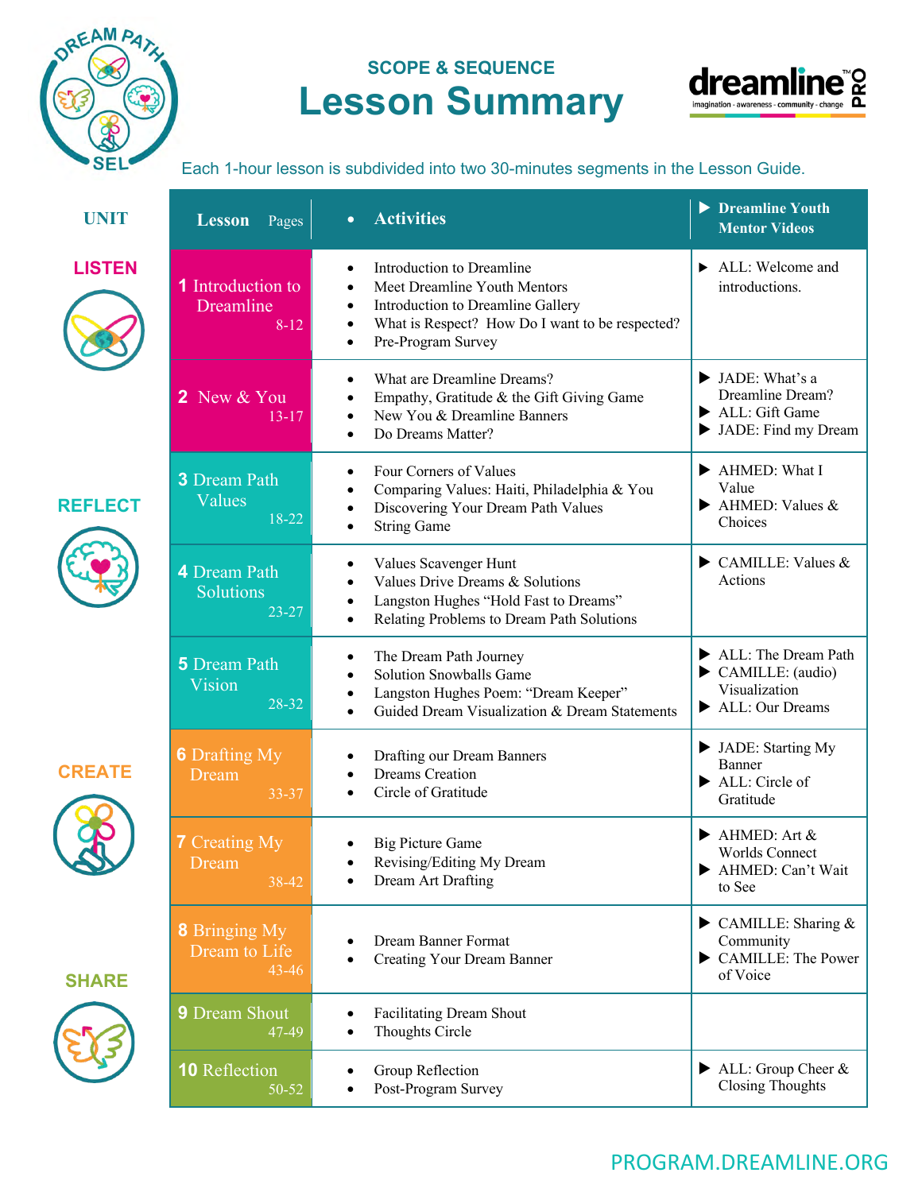## SCOPE & SEQUENCE

# Lesson Summary

Each 1-hour lesson is subdivided into two 30-minutes segments in the Lesson Guide.

| UNIT | Lesson | Pages | Activities | Dreamline Youth Mentor Videos |
|---|---|---|---|---|
| LISTEN | 1 Introduction to Dreamline | 8-12 | • Introduction to Dreamline<br>• Meet Dreamline Youth Mentors<br>• Introduction to Dreamline Gallery<br>• What is Respect? How Do I want to be respected?<br>• Pre-Program Survey | ▶ ALL: Welcome and introductions. |
| | 2 New & You | 13-17 | • What are Dreamline Dreams?<br>• Empathy, Gratitude & the Gift Giving Game<br>• New You & Dreamline Banners<br>• Do Dreams Matter? | ▶ JADE: What's a Dreamline Dream?<br>▶ ALL: Gift Game<br>▶ JADE: Find my Dream |
| REFLECT | 3 Dream Path Values | 18-22 | • Four Corners of Values<br>• Comparing Values: Haiti, Philadelphia & You<br>• Discovering Your Dream Path Values<br>• String Game | ▶ AHMED: What I Value<br>▶ AHMED: Values & Choices |
| | 4 Dream Path Solutions | 23-27 | • Values Scavenger Hunt<br>• Values Drive Dreams & Solutions<br>• Langston Hughes "Hold Fast to Dreams"<br>• Relating Problems to Dream Path Solutions | ▶ CAMILLE: Values & Actions |
| | 5 Dream Path Vision | 28-32 | • The Dream Path Journey<br>• Solution Snowballs Game<br>• Langston Hughes Poem: "Dream Keeper"<br>• Guided Dream Visualization & Dream Statements | ▶ ALL: The Dream Path<br>▶ CAMILLE: (audio) Visualization<br>▶ ALL: Our Dreams |
| CREATE | 6 Drafting My Dream | 33-37 | • Drafting our Dream Banners<br>• Dreams Creation<br>• Circle of Gratitude | ▶ JADE: Starting My Banner<br>▶ ALL: Circle of Gratitude |
| | 7 Creating My Dream | 38-42 | • Big Picture Game<br>• Revising/Editing My Dream<br>• Dream Art Drafting | ▶ AHMED: Art & Worlds Connect<br>▶ AHMED: Can't Wait to See |
| | 8 Bringing My Dream to Life | 43-46 | • Dream Banner Format<br>• Creating Your Dream Banner | ▶ CAMILLE: Sharing & Community<br>▶ CAMILLE: The Power of Voice |
| SHARE | 9 Dream Shout | 47-49 | • Facilitating Dream Shout<br>• Thoughts Circle | |
| | 10 Reflection | 50-52 | • Group Reflection<br>• Post-Program Survey | ▶ ALL: Group Cheer & Closing Thoughts |

PROGRAM.DREAMLINE.ORG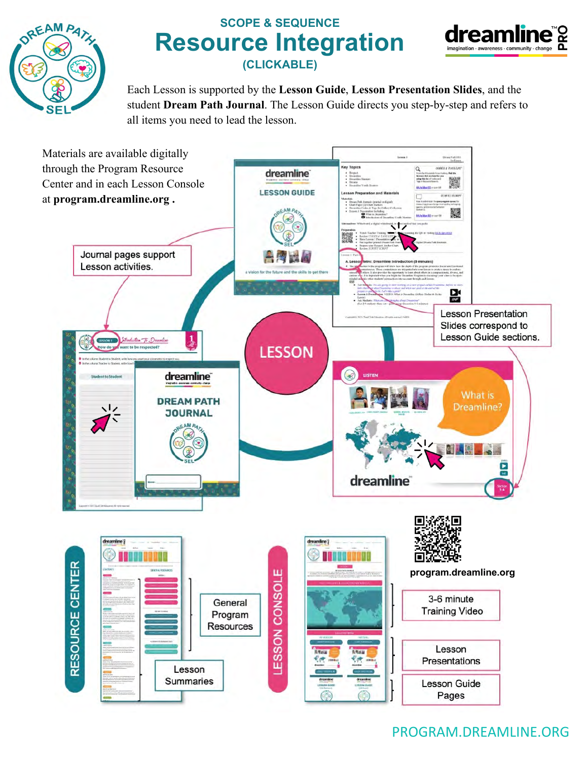SCOPE & SEQUENCE

# Resource Integration

(CLICKABLE)

Each Lesson is supported by the **Lesson Guide**, **Lesson Presentation Slides**, and the student **Dream Path Journal**. The Lesson Guide directs you step-by-step and refers to all items you need to lead the lesson.

Materials are available digitally through the Program Resource Center and in each Lesson Console at **program.dreamline.org .**

Journal pages support Lesson activities.

LESSON

Lesson Presentation Slides correspond to Lesson Guide sections.

RESOURCE CENTER

General Program Resources

Lesson Summaries

LESSON CONSOLE

program.dreamline.org

3-6 minute Training Video

Lesson Presentations

Lesson Guide Pages

PROGRAM.DREAMLINE.ORG